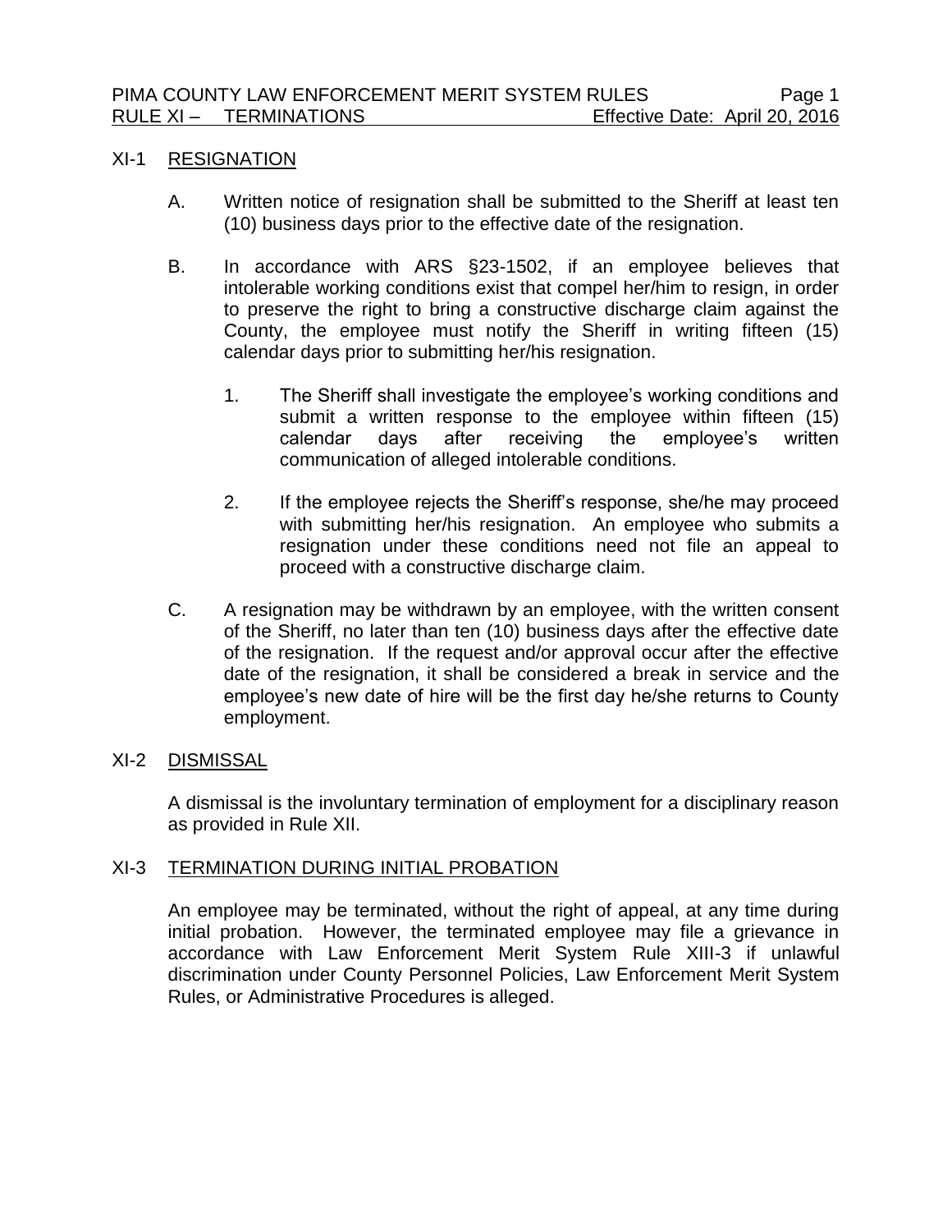## XI-1 RESIGNATION

A. Written notice of resignation shall be submitted to the Sheriff at least ten (10) business days prior to the effective date of the resignation.

B. In accordance with ARS §23-1502, if an employee believes that intolerable working conditions exist that compel her/him to resign, in order to preserve the right to bring a constructive discharge claim against the County, the employee must notify the Sheriff in writing fifteen (15) calendar days prior to submitting her/his resignation.

   1. The Sheriff shall investigate the employee's working conditions and submit a written response to the employee within fifteen (15) calendar days after receiving the employee's written communication of alleged intolerable conditions.

   2. If the employee rejects the Sheriff's response, she/he may proceed with submitting her/his resignation. An employee who submits a resignation under these conditions need not file an appeal to proceed with a constructive discharge claim.

C. A resignation may be withdrawn by an employee, with the written consent of the Sheriff, no later than ten (10) business days after the effective date of the resignation. If the request and/or approval occur after the effective date of the resignation, it shall be considered a break in service and the employee's new date of hire will be the first day he/she returns to County employment.

## XI-2 DISMISSAL

A dismissal is the involuntary termination of employment for a disciplinary reason as provided in Rule XII.

## XI-3 TERMINATION DURING INITIAL PROBATION

An employee may be terminated, without the right of appeal, at any time during initial probation. However, the terminated employee may file a grievance in accordance with Law Enforcement Merit System Rule XIII-3 if unlawful discrimination under County Personnel Policies, Law Enforcement Merit System Rules, or Administrative Procedures is alleged.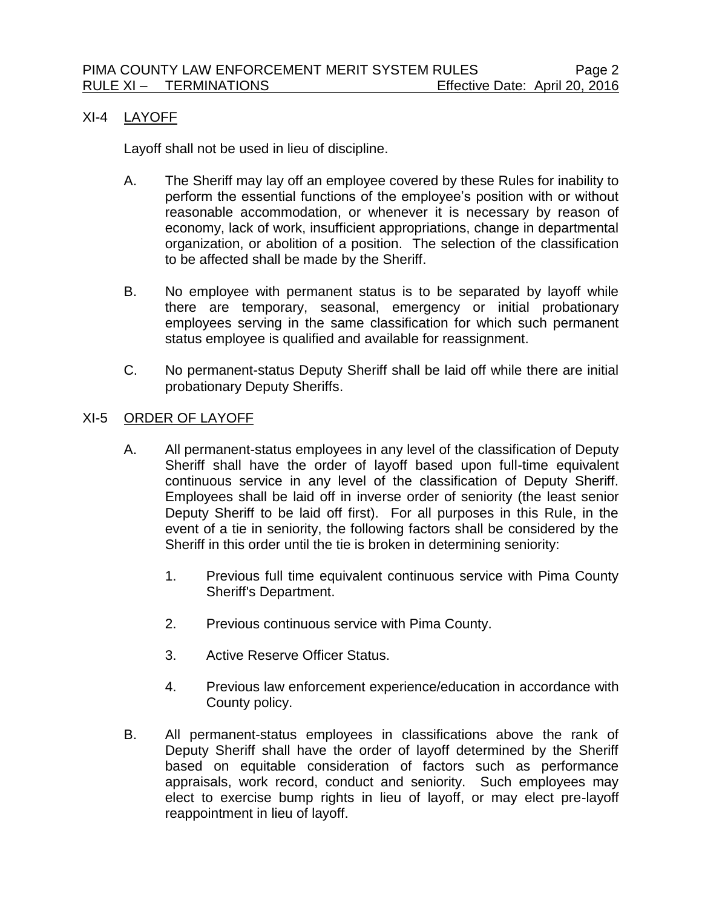## XI-4 LAYOFF

Layoff shall not be used in lieu of discipline.

A. The Sheriff may lay off an employee covered by these Rules for inability to perform the essential functions of the employee's position with or without reasonable accommodation, or whenever it is necessary by reason of economy, lack of work, insufficient appropriations, change in departmental organization, or abolition of a position. The selection of the classification to be affected shall be made by the Sheriff.

B. No employee with permanent status is to be separated by layoff while there are temporary, seasonal, emergency or initial probationary employees serving in the same classification for which such permanent status employee is qualified and available for reassignment.

C. No permanent-status Deputy Sheriff shall be laid off while there are initial probationary Deputy Sheriffs.

## XI-5 ORDER OF LAYOFF

A. All permanent-status employees in any level of the classification of Deputy Sheriff shall have the order of layoff based upon full-time equivalent continuous service in any level of the classification of Deputy Sheriff. Employees shall be laid off in inverse order of seniority (the least senior Deputy Sheriff to be laid off first). For all purposes in this Rule, in the event of a tie in seniority, the following factors shall be considered by the Sheriff in this order until the tie is broken in determining seniority:

   1. Previous full time equivalent continuous service with Pima County Sheriff's Department.

   2. Previous continuous service with Pima County.

   3. Active Reserve Officer Status.

   4. Previous law enforcement experience/education in accordance with County policy.

B. All permanent-status employees in classifications above the rank of Deputy Sheriff shall have the order of layoff determined by the Sheriff based on equitable consideration of factors such as performance appraisals, work record, conduct and seniority. Such employees may elect to exercise bump rights in lieu of layoff, or may elect pre-layoff reappointment in lieu of layoff.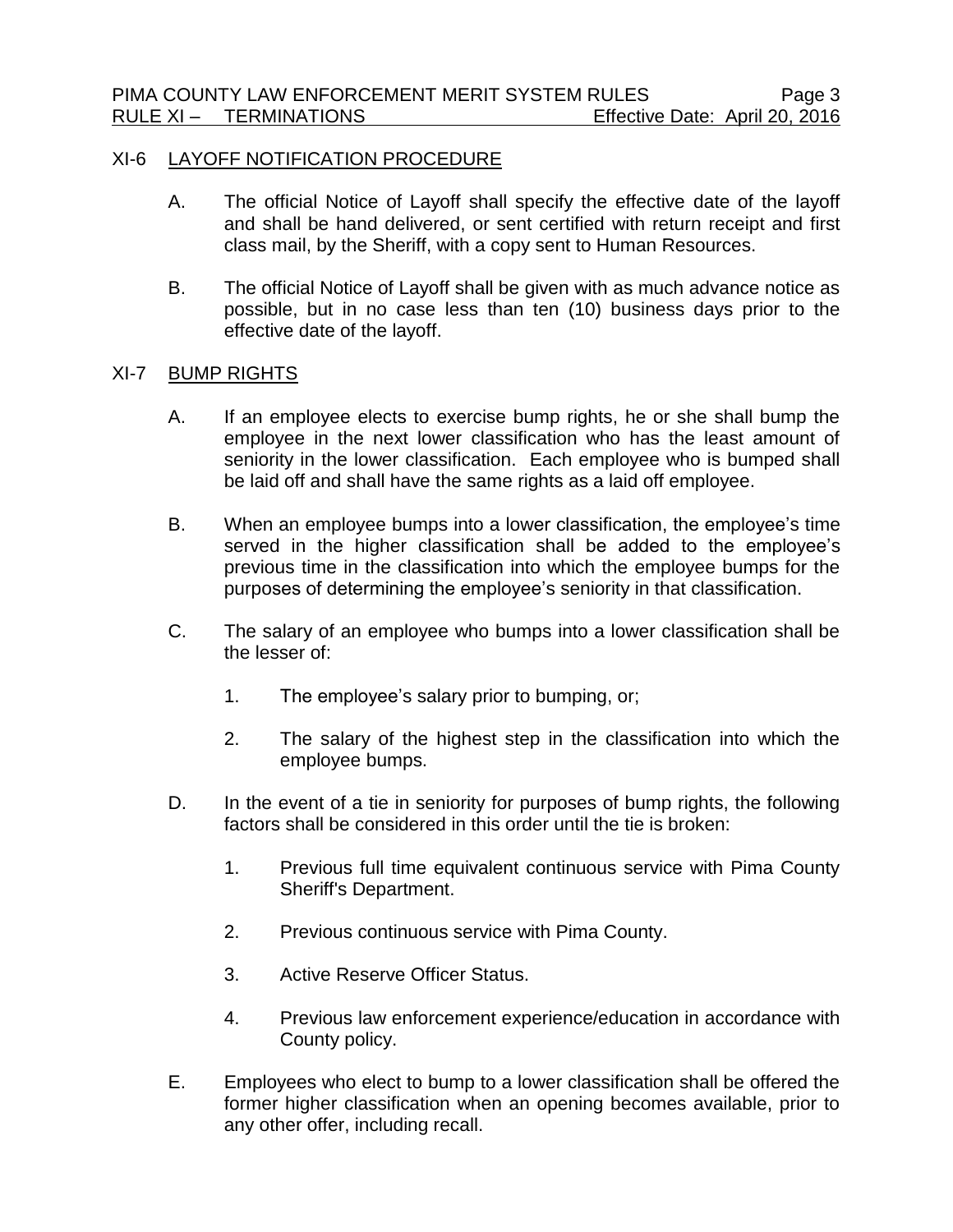## XI-6 LAYOFF NOTIFICATION PROCEDURE

A. The official Notice of Layoff shall specify the effective date of the layoff and shall be hand delivered, or sent certified with return receipt and first class mail, by the Sheriff, with a copy sent to Human Resources.

B. The official Notice of Layoff shall be given with as much advance notice as possible, but in no case less than ten (10) business days prior to the effective date of the layoff.

## XI-7 BUMP RIGHTS

A. If an employee elects to exercise bump rights, he or she shall bump the employee in the next lower classification who has the least amount of seniority in the lower classification. Each employee who is bumped shall be laid off and shall have the same rights as a laid off employee.

B. When an employee bumps into a lower classification, the employee's time served in the higher classification shall be added to the employee's previous time in the classification into which the employee bumps for the purposes of determining the employee's seniority in that classification.

C. The salary of an employee who bumps into a lower classification shall be the lesser of:

   1. The employee's salary prior to bumping, or;

   2. The salary of the highest step in the classification into which the employee bumps.

D. In the event of a tie in seniority for purposes of bump rights, the following factors shall be considered in this order until the tie is broken:

   1. Previous full time equivalent continuous service with Pima County Sheriff's Department.

   2. Previous continuous service with Pima County.

   3. Active Reserve Officer Status.

   4. Previous law enforcement experience/education in accordance with County policy.

E. Employees who elect to bump to a lower classification shall be offered the former higher classification when an opening becomes available, prior to any other offer, including recall.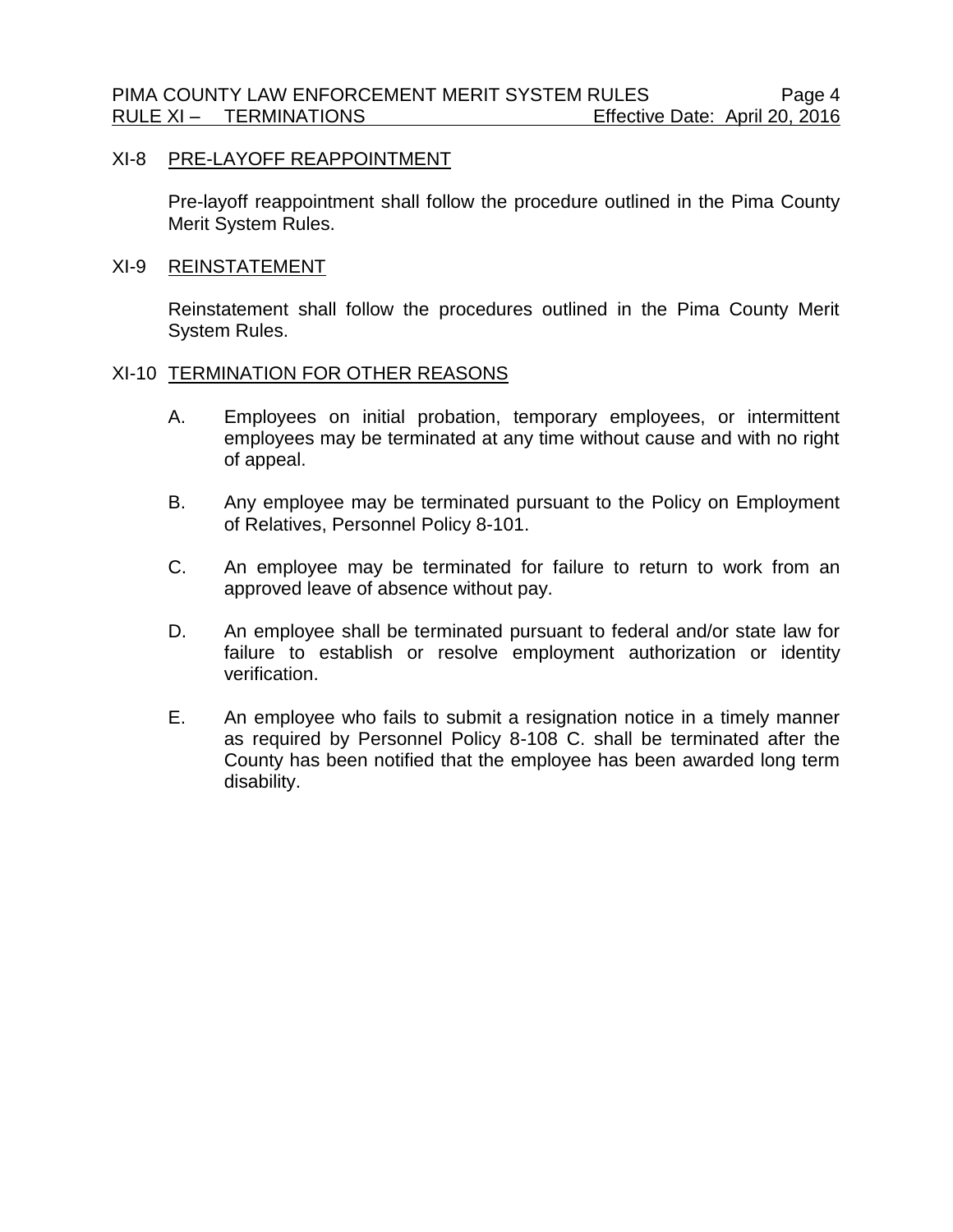## XI-8 PRE-LAYOFF REAPPOINTMENT

Pre-layoff reappointment shall follow the procedure outlined in the Pima County Merit System Rules.

## XI-9 REINSTATEMENT

Reinstatement shall follow the procedures outlined in the Pima County Merit System Rules.

## XI-10 TERMINATION FOR OTHER REASONS

A. Employees on initial probation, temporary employees, or intermittent employees may be terminated at any time without cause and with no right of appeal.

B. Any employee may be terminated pursuant to the Policy on Employment of Relatives, Personnel Policy 8-101.

C. An employee may be terminated for failure to return to work from an approved leave of absence without pay.

D. An employee shall be terminated pursuant to federal and/or state law for failure to establish or resolve employment authorization or identity verification.

E. An employee who fails to submit a resignation notice in a timely manner as required by Personnel Policy 8-108 C. shall be terminated after the County has been notified that the employee has been awarded long term disability.